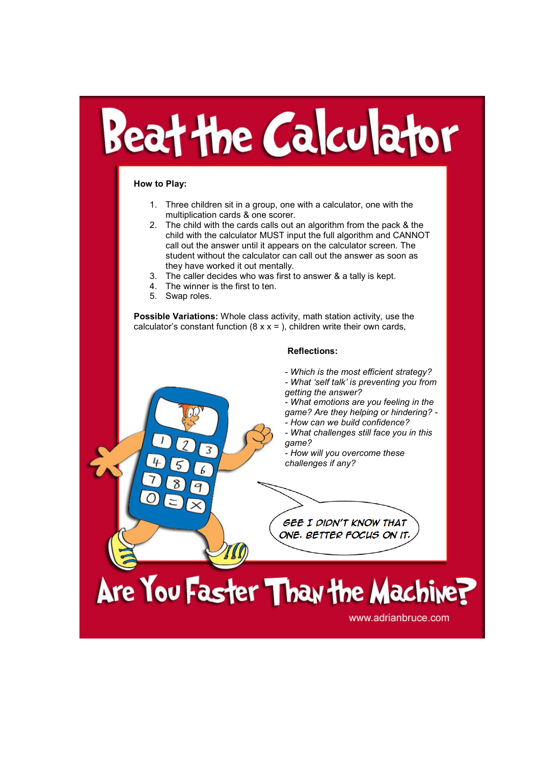# Beat the Calculator

**How to Play:**

1. Three children sit in a group, one with a calculator, one with the multiplication cards & one scorer.
2. The child with the cards calls out an algorithm from the pack & the child with the calculator MUST input the full algorithm and CANNOT call out the answer until it appears on the calculator screen. The student without the calculator can call out the answer as soon as they have worked it out mentally.
3. The caller decides who was first to answer & a tally is kept.
4. The winner is the first to ten.
5. Swap roles.

**Possible Variations:** Whole class activity, math station activity, use the calculator's constant function (8 x x = ), children write their own cards,

**Reflections:**

*- Which is the most efficient strategy?*
*- What 'self talk' is preventing you from getting the answer?*
*- What emotions are you feeling in the game? Are they helping or hindering? -*
*- How can we build confidence?*
*- What challenges still face you in this game?*
*- How will you overcome these challenges if any?*

GEE I DIDN'T KNOW THAT ONE. BETTER FOCUS ON IT.

## Are You Faster Than the Machine?

www.adrianbruce.com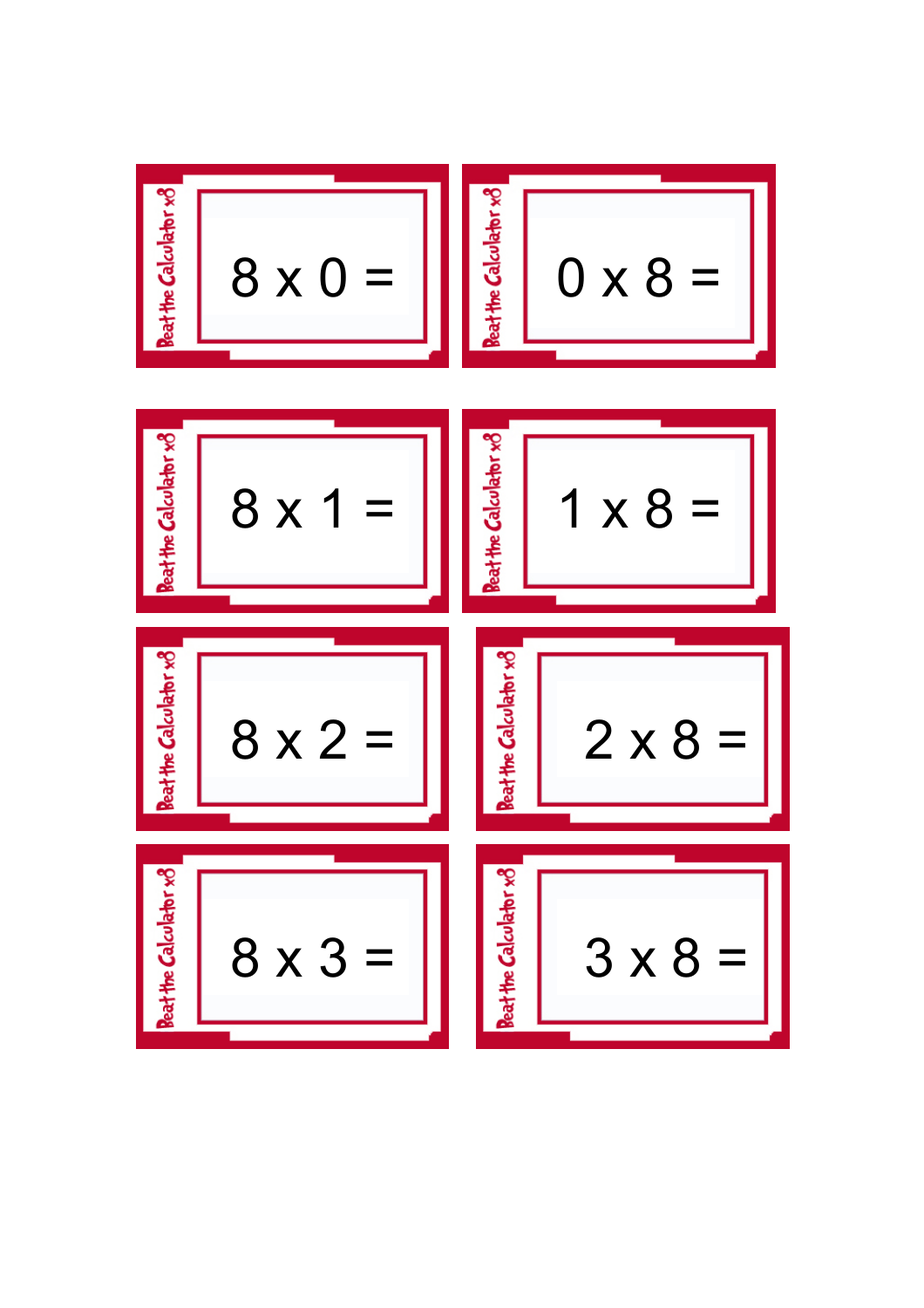Beat the Calculator x8

8 x 0 =

Beat the Calculator x8

0 x 8 =

Beat the Calculator x8

8 x 1 =

Beat the Calculator x8

1 x 8 =

Beat the Calculator x8

8 x 2 =

Beat the Calculator x8

2 x 8 =

Beat the Calculator x8

8 x 3 =

Beat the Calculator x8

3 x 8 =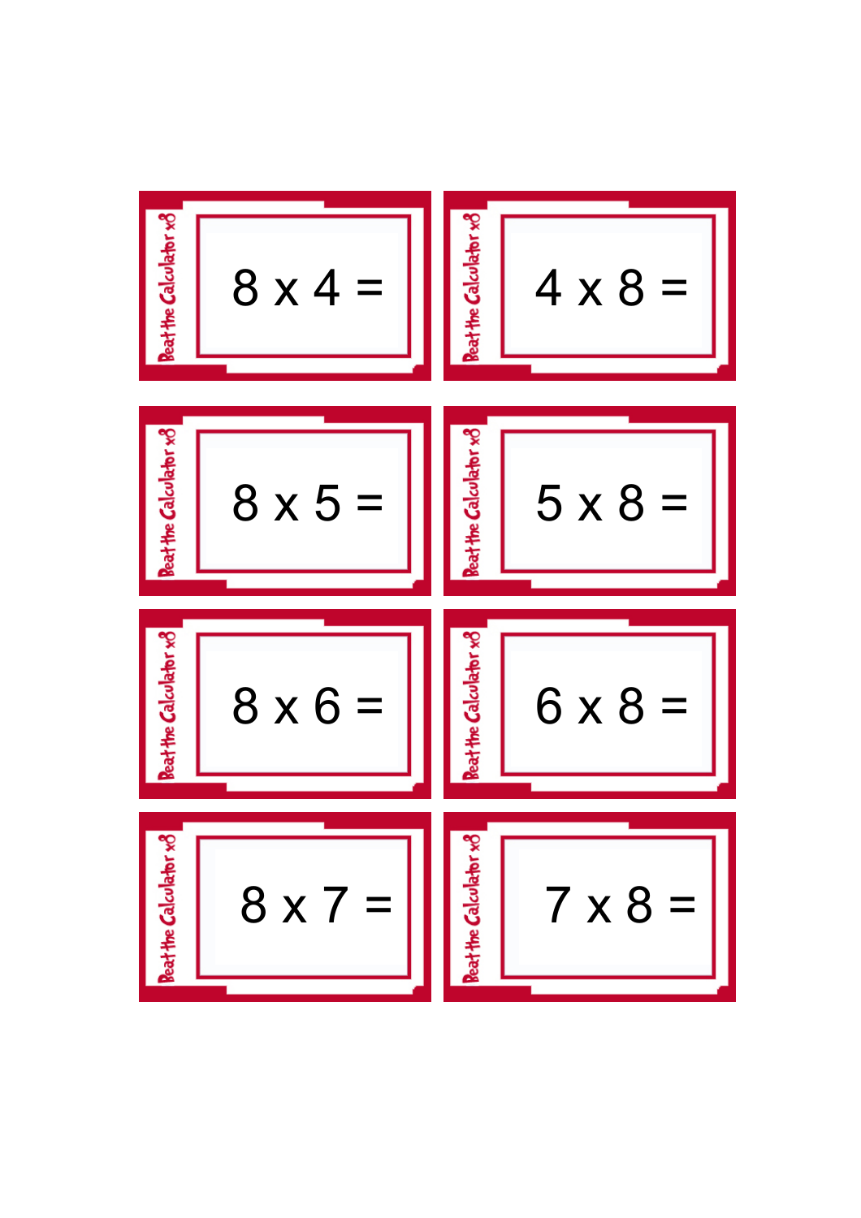Beat the Calculator x8

$8 \times 4 =$

Beat the Calculator x8

$4 \times 8 =$

Beat the Calculator x8

$8 \times 5 =$

Beat the Calculator x8

$5 \times 8 =$

Beat the Calculator x8

$8 \times 6 =$

Beat the Calculator x8

$6 \times 8 =$

Beat the Calculator x8

$8 \times 7 =$

Beat the Calculator x8

$7 \times 8 =$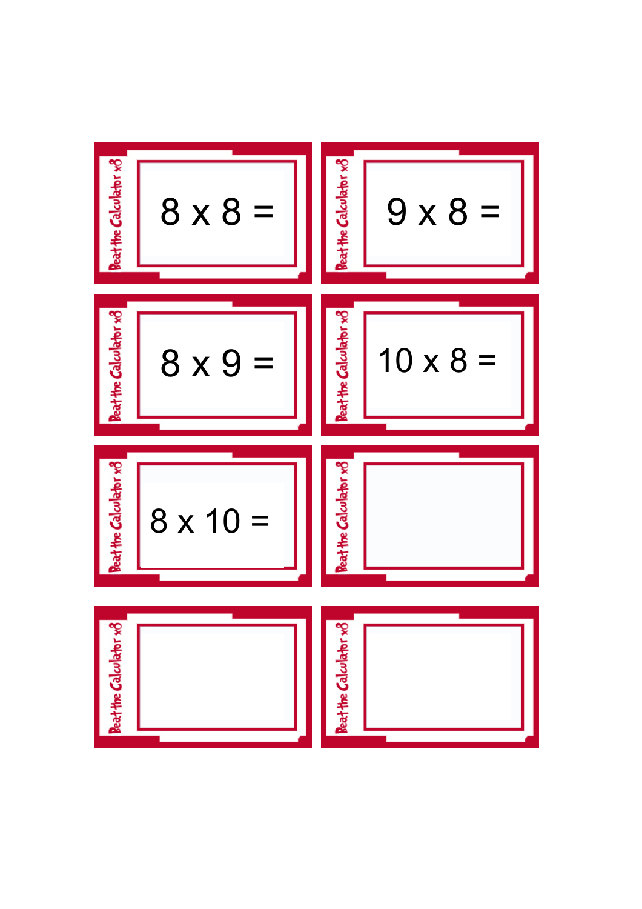Beat the Calculator x8

$8 \times 8 =$

Beat the Calculator x8

$9 \times 8 =$

Beat the Calculator x8

$8 \times 9 =$

Beat the Calculator x8

$10 \times 8 =$

Beat the Calculator x8

$8 \times 10 =$

Beat the Calculator x8

Beat the Calculator x8

Beat the Calculator x8